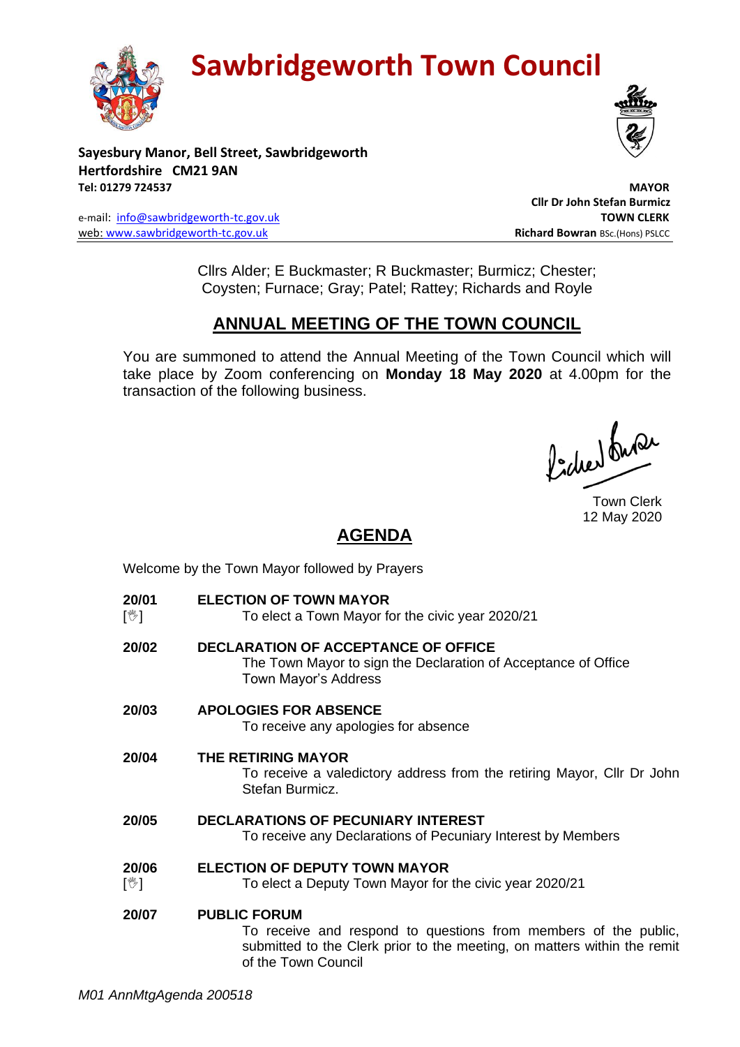# Sawbridgeworth Town Council

**Sayesbury Manor, Bell Street, Sawbridgeworth**
**Hertfordshire CM21 9AN**
**Tel: 01279 724537**

e-mail: info@sawbridgeworth-tc.gov.uk
web: www.sawbridgeworth-tc.gov.uk

**MAYOR**
**Cllr Dr John Stefan Burmicz**
**TOWN CLERK**
**Richard Bowran** BSc.(Hons) PSLCC

Cllrs Alder; E Buckmaster; R Buckmaster; Burmicz; Chester; Coysten; Furnace; Gray; Patel; Rattey; Richards and Royle

## ANNUAL MEETING OF THE TOWN COUNCIL

You are summoned to attend the Annual Meeting of the Town Council which will take place by Zoom conferencing on **Monday 18 May 2020** at 4.00pm for the transaction of the following business.

Town Clerk
12 May 2020

## AGENDA

Welcome by the Town Mayor followed by Prayers

**20/01** [✋] **ELECTION OF TOWN MAYOR**
To elect a Town Mayor for the civic year 2020/21

**20/02** **DECLARATION OF ACCEPTANCE OF OFFICE**
The Town Mayor to sign the Declaration of Acceptance of Office
Town Mayor's Address

**20/03** **APOLOGIES FOR ABSENCE**
To receive any apologies for absence

**20/04** **THE RETIRING MAYOR**
To receive a valedictory address from the retiring Mayor, Cllr Dr John Stefan Burmicz.

**20/05** **DECLARATIONS OF PECUNIARY INTEREST**
To receive any Declarations of Pecuniary Interest by Members

**20/06** [✋] **ELECTION OF DEPUTY TOWN MAYOR**
To elect a Deputy Town Mayor for the civic year 2020/21

**20/07** **PUBLIC FORUM**
To receive and respond to questions from members of the public, submitted to the Clerk prior to the meeting, on matters within the remit of the Town Council

*M01 AnnMtgAgenda 200518*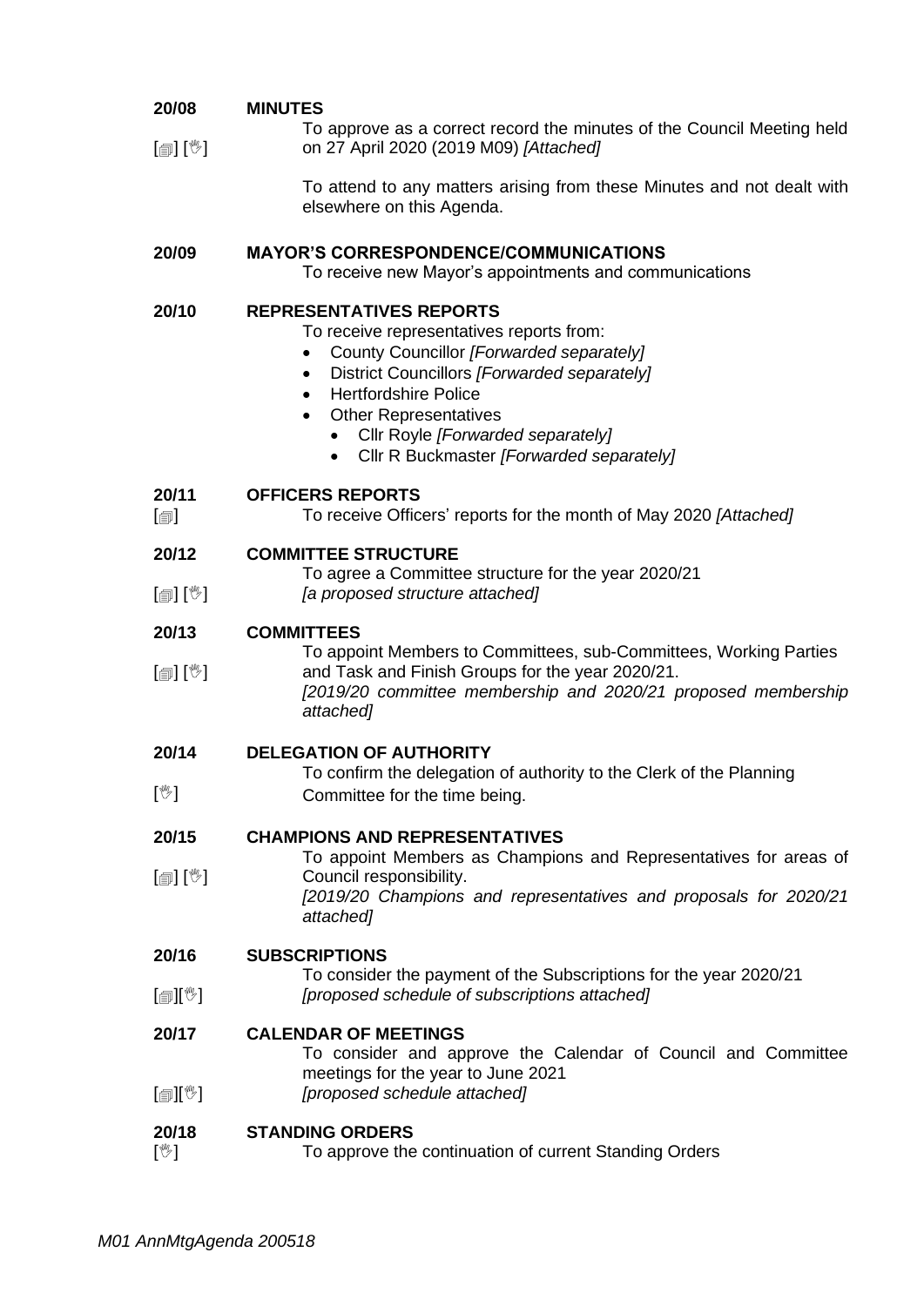**20/08 MINUTES**

[🗐] [🖑] To approve as a correct record the minutes of the Council Meeting held on 27 April 2020 (2019 M09) *[Attached]*

To attend to any matters arising from these Minutes and not dealt with elsewhere on this Agenda.

**20/09 MAYOR'S CORRESPONDENCE/COMMUNICATIONS**

To receive new Mayor's appointments and communications

**20/10 REPRESENTATIVES REPORTS**

To receive representatives reports from:

- County Councillor *[Forwarded separately]*
- District Councillors *[Forwarded separately]*
- Hertfordshire Police
- Other Representatives
  - Cllr Royle *[Forwarded separately]*
  - Cllr R Buckmaster *[Forwarded separately]*

**20/11 OFFICERS REPORTS**

[🗐] To receive Officers' reports for the month of May 2020 *[Attached]*

**20/12 COMMITTEE STRUCTURE**

[🗐] [🖑] To agree a Committee structure for the year 2020/21 *[a proposed structure attached]*

**20/13 COMMITTEES**

[🗐] [🖑] To appoint Members to Committees, sub-Committees, Working Parties and Task and Finish Groups for the year 2020/21. *[2019/20 committee membership and 2020/21 proposed membership attached]*

**20/14 DELEGATION OF AUTHORITY**

[🖑] To confirm the delegation of authority to the Clerk of the Planning Committee for the time being.

**20/15 CHAMPIONS AND REPRESENTATIVES**

[🗐] [🖑] To appoint Members as Champions and Representatives for areas of Council responsibility. *[2019/20 Champions and representatives and proposals for 2020/21 attached]*

**20/16 SUBSCRIPTIONS**

[🗐][🖑] To consider the payment of the Subscriptions for the year 2020/21 *[proposed schedule of subscriptions attached]*

**20/17 CALENDAR OF MEETINGS**

[🗐][🖑] To consider and approve the Calendar of Council and Committee meetings for the year to June 2021 *[proposed schedule attached]*

**20/18 STANDING ORDERS**

[🖑] To approve the continuation of current Standing Orders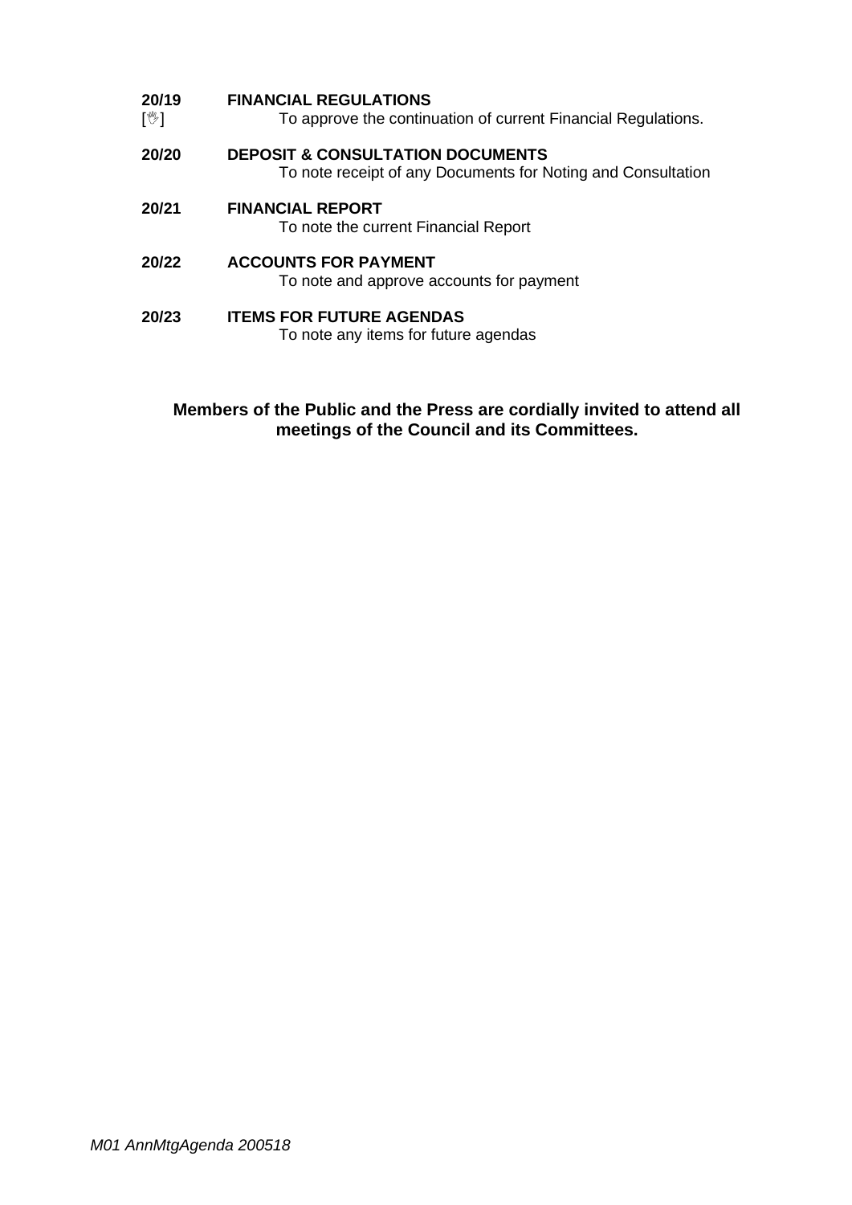**20/19** **FINANCIAL REGULATIONS**
[✋] To approve the continuation of current Financial Regulations.

**20/20** **DEPOSIT & CONSULTATION DOCUMENTS**
To note receipt of any Documents for Noting and Consultation

**20/21** **FINANCIAL REPORT**
To note the current Financial Report

**20/22** **ACCOUNTS FOR PAYMENT**
To note and approve accounts for payment

**20/23** **ITEMS FOR FUTURE AGENDAS**
To note any items for future agendas

**Members of the Public and the Press are cordially invited to attend all meetings of the Council and its Committees.**

*M01 AnnMtgAgenda 200518*